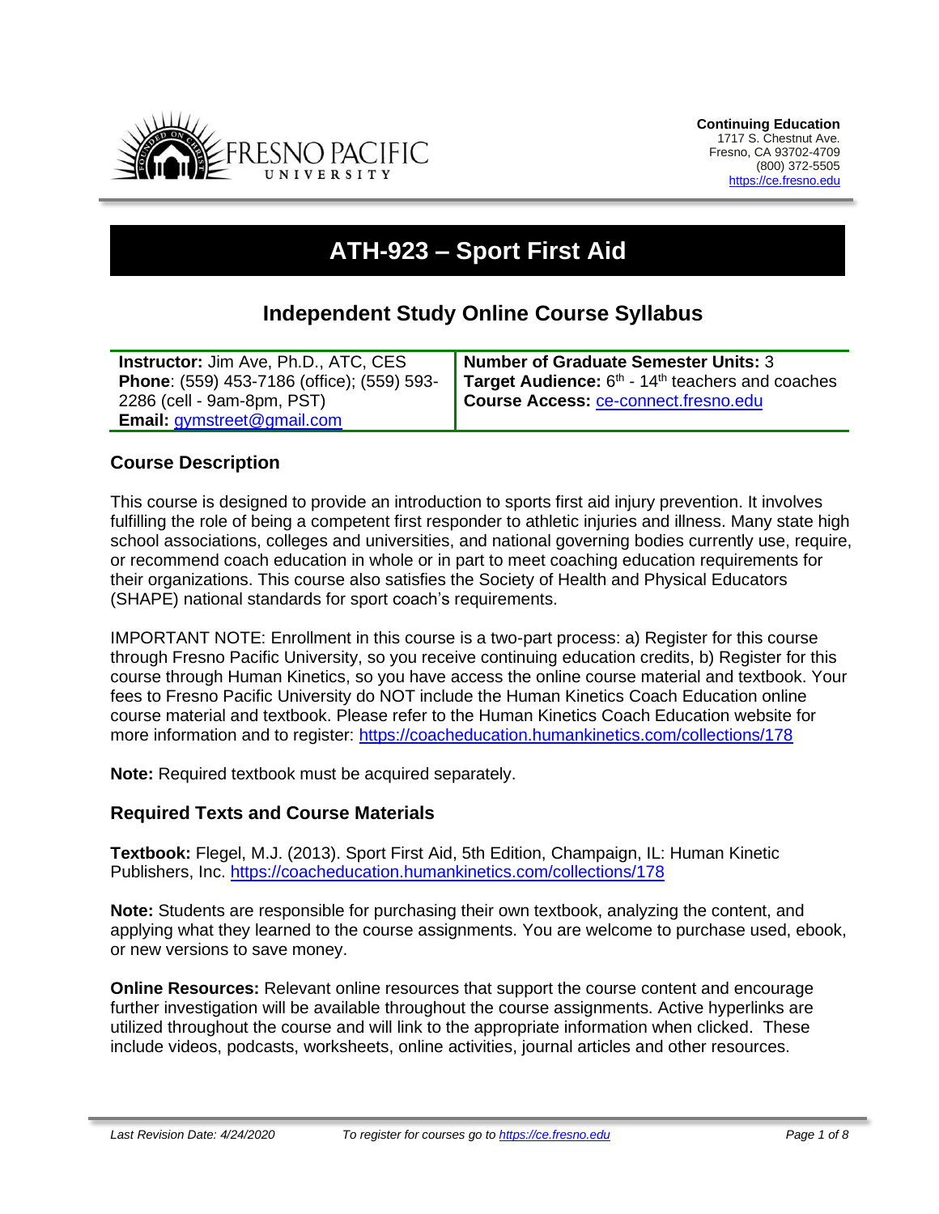**Continuing Education**
1717 S. Chestnut Ave.
Fresno, CA 93702-4709
(800) 372-5505
https://ce.fresno.edu

# ATH-923 – Sport First Aid

## Independent Study Online Course Syllabus

| **Instructor:** Jim Ave, Ph.D., ATC, CES **Phone**: (559) 453-7186 (office); (559) 593-2286 (cell - 9am-8pm, PST) **Email:** gymstreet@gmail.com | **Number of Graduate Semester Units:** 3 **Target Audience:** 6th - 14th teachers and coaches **Course Access:** ce-connect.fresno.edu |
|---|---|

### Course Description

This course is designed to provide an introduction to sports first aid injury prevention. It involves fulfilling the role of being a competent first responder to athletic injuries and illness. Many state high school associations, colleges and universities, and national governing bodies currently use, require, or recommend coach education in whole or in part to meet coaching education requirements for their organizations. This course also satisfies the Society of Health and Physical Educators (SHAPE) national standards for sport coach's requirements.

IMPORTANT NOTE: Enrollment in this course is a two-part process: a) Register for this course through Fresno Pacific University, so you receive continuing education credits, b) Register for this course through Human Kinetics, so you have access the online course material and textbook. Your fees to Fresno Pacific University do NOT include the Human Kinetics Coach Education online course material and textbook. Please refer to the Human Kinetics Coach Education website for more information and to register: https://coacheducation.humankinetics.com/collections/178

**Note:** Required textbook must be acquired separately.

### Required Texts and Course Materials

**Textbook:** Flegel, M.J. (2013). Sport First Aid, 5th Edition, Champaign, IL: Human Kinetic Publishers, Inc. https://coacheducation.humankinetics.com/collections/178

**Note:** Students are responsible for purchasing their own textbook, analyzing the content, and applying what they learned to the course assignments. You are welcome to purchase used, ebook, or new versions to save money.

**Online Resources:** Relevant online resources that support the course content and encourage further investigation will be available throughout the course assignments. Active hyperlinks are utilized throughout the course and will link to the appropriate information when clicked. These include videos, podcasts, worksheets, online activities, journal articles and other resources.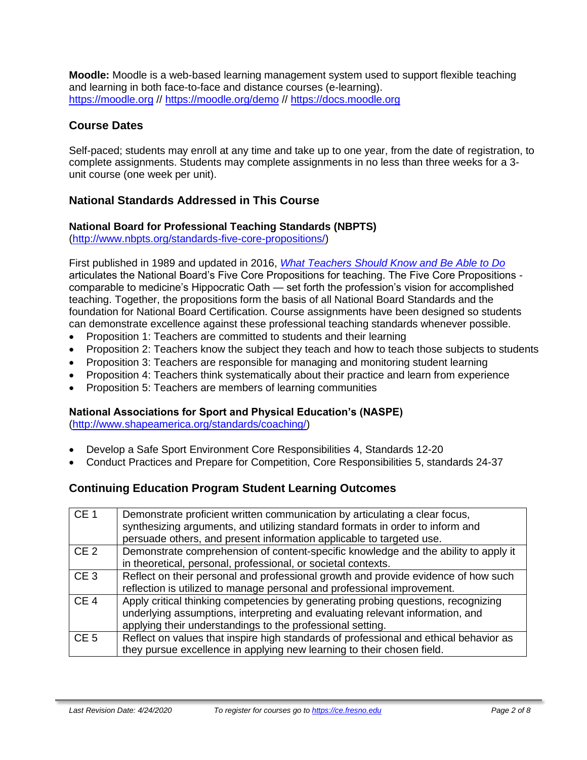**Moodle:** Moodle is a web-based learning management system used to support flexible teaching and learning in both face-to-face and distance courses (e-learning).
https://moodle.org // https://moodle.org/demo // https://docs.moodle.org

## Course Dates

Self-paced; students may enroll at any time and take up to one year, from the date of registration, to complete assignments. Students may complete assignments in no less than three weeks for a 3-unit course (one week per unit).

## National Standards Addressed in This Course

### National Board for Professional Teaching Standards (NBPTS)

(http://www.nbpts.org/standards-five-core-propositions/)

First published in 1989 and updated in 2016, *What Teachers Should Know and Be Able to Do* articulates the National Board's Five Core Propositions for teaching. The Five Core Propositions - comparable to medicine's Hippocratic Oath — set forth the profession's vision for accomplished teaching. Together, the propositions form the basis of all National Board Standards and the foundation for National Board Certification. Course assignments have been designed so students can demonstrate excellence against these professional teaching standards whenever possible.

- Proposition 1: Teachers are committed to students and their learning
- Proposition 2: Teachers know the subject they teach and how to teach those subjects to students
- Proposition 3: Teachers are responsible for managing and monitoring student learning
- Proposition 4: Teachers think systematically about their practice and learn from experience
- Proposition 5: Teachers are members of learning communities

### National Associations for Sport and Physical Education's (NASPE)

(http://www.shapeamerica.org/standards/coaching/)

- Develop a Safe Sport Environment Core Responsibilities 4, Standards 12-20
- Conduct Practices and Prepare for Competition, Core Responsibilities 5, standards 24-37

## Continuing Education Program Student Learning Outcomes

| | |
|---|---|
| CE 1 | Demonstrate proficient written communication by articulating a clear focus, synthesizing arguments, and utilizing standard formats in order to inform and persuade others, and present information applicable to targeted use. |
| CE 2 | Demonstrate comprehension of content-specific knowledge and the ability to apply it in theoretical, personal, professional, or societal contexts. |
| CE 3 | Reflect on their personal and professional growth and provide evidence of how such reflection is utilized to manage personal and professional improvement. |
| CE 4 | Apply critical thinking competencies by generating probing questions, recognizing underlying assumptions, interpreting and evaluating relevant information, and applying their understandings to the professional setting. |
| CE 5 | Reflect on values that inspire high standards of professional and ethical behavior as they pursue excellence in applying new learning to their chosen field. |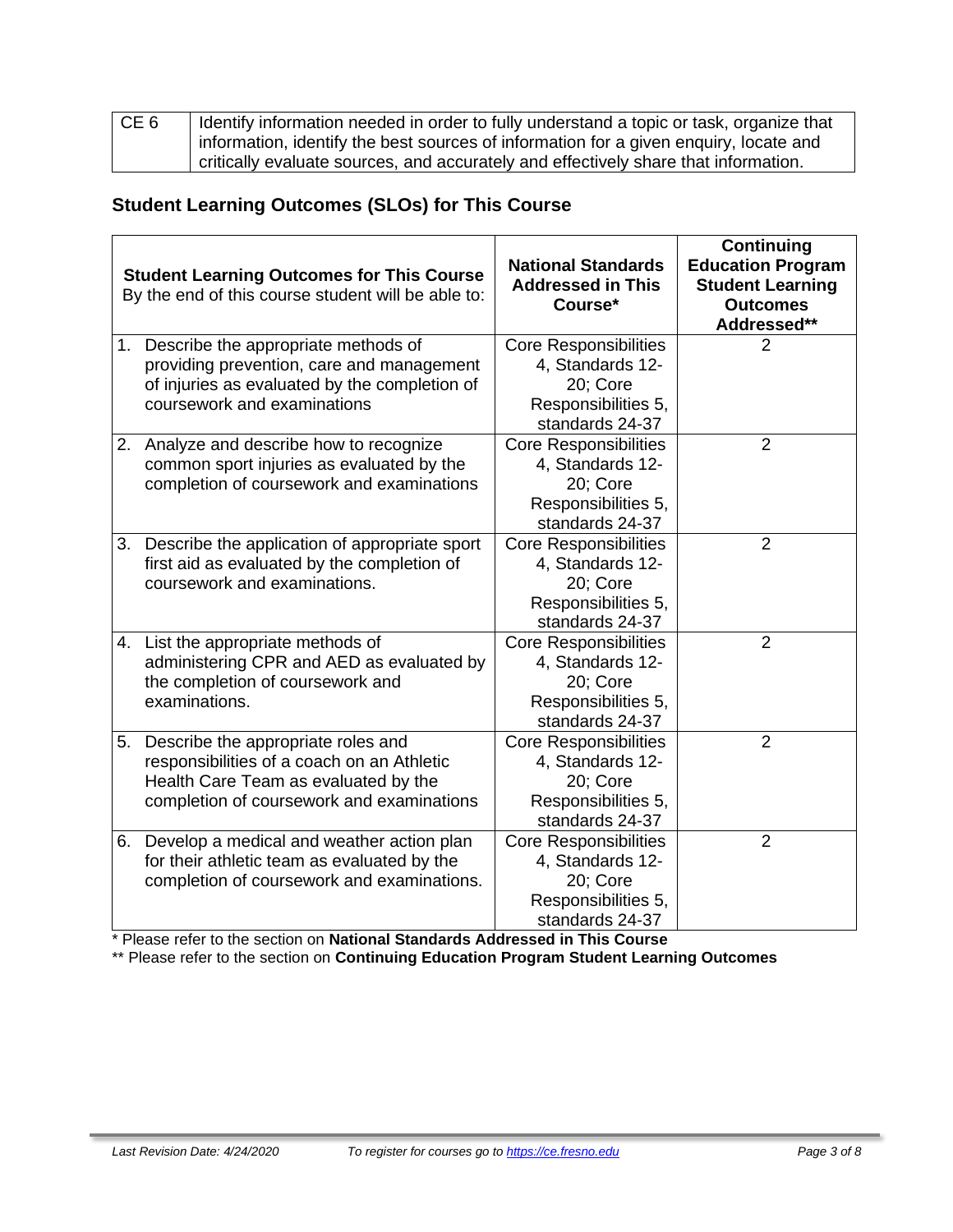| CE 6 | Identify information needed in order to fully understand a topic or task, organize that information, identify the best sources of information for a given enquiry, locate and critically evaluate sources, and accurately and effectively share that information. |
|---|---|

## Student Learning Outcomes (SLOs) for This Course

| **Student Learning Outcomes for This Course** By the end of this course student will be able to: | **National Standards Addressed in This Course*** | **Continuing Education Program Student Learning Outcomes Addressed**** |
|---|---|---|
| 1. Describe the appropriate methods of providing prevention, care and management of injuries as evaluated by the completion of coursework and examinations | Core Responsibilities 4, Standards 12-20; Core Responsibilities 5, standards 24-37 | 2 |
| 2. Analyze and describe how to recognize common sport injuries as evaluated by the completion of coursework and examinations | Core Responsibilities 4, Standards 12-20; Core Responsibilities 5, standards 24-37 | 2 |
| 3. Describe the application of appropriate sport first aid as evaluated by the completion of coursework and examinations. | Core Responsibilities 4, Standards 12-20; Core Responsibilities 5, standards 24-37 | 2 |
| 4. List the appropriate methods of administering CPR and AED as evaluated by the completion of coursework and examinations. | Core Responsibilities 4, Standards 12-20; Core Responsibilities 5, standards 24-37 | 2 |
| 5. Describe the appropriate roles and responsibilities of a coach on an Athletic Health Care Team as evaluated by the completion of coursework and examinations | Core Responsibilities 4, Standards 12-20; Core Responsibilities 5, standards 24-37 | 2 |
| 6. Develop a medical and weather action plan for their athletic team as evaluated by the completion of coursework and examinations. | Core Responsibilities 4, Standards 12-20; Core Responsibilities 5, standards 24-37 | 2 |

* Please refer to the section on **National Standards Addressed in This Course**

** Please refer to the section on **Continuing Education Program Student Learning Outcomes**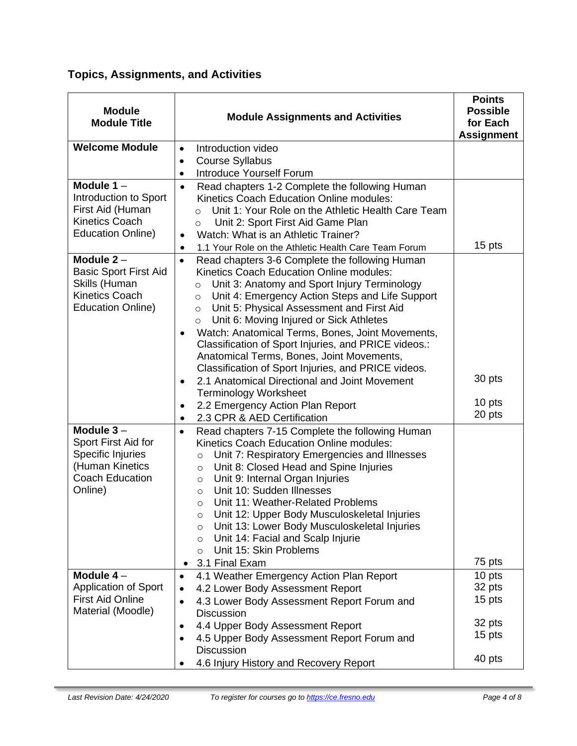## Topics, Assignments, and Activities

| Module Module Title | Module Assignments and Activities | Points Possible for Each Assignment |
|---|---|---|
| **Welcome Module** | • Introduction video<br>• Course Syllabus<br>• Introduce Yourself Forum | |
| **Module 1** – Introduction to Sport First Aid (Human Kinetics Coach Education Online) | • Read chapters 1-2 Complete the following Human Kinetics Coach Education Online modules:<br>  ○ Unit 1: Your Role on the Athletic Health Care Team<br>  ○ Unit 2: Sport First Aid Game Plan<br>• Watch: What is an Athletic Trainer?<br>• 1.1 Your Role on the Athletic Health Care Team Forum | <br><br><br><br><br>15 pts |
| **Module 2** – Basic Sport First Aid Skills (Human Kinetics Coach Education Online) | • Read chapters 3-6 Complete the following Human Kinetics Coach Education Online modules:<br>  ○ Unit 3: Anatomy and Sport Injury Terminology<br>  ○ Unit 4: Emergency Action Steps and Life Support<br>  ○ Unit 5: Physical Assessment and First Aid<br>  ○ Unit 6: Moving Injured or Sick Athletes<br>• Watch: Anatomical Terms, Bones, Joint Movements, Classification of Sport Injuries, and PRICE videos.: Anatomical Terms, Bones, Joint Movements, Classification of Sport Injuries, and PRICE videos.<br>• 2.1 Anatomical Directional and Joint Movement Terminology Worksheet<br>• 2.2 Emergency Action Plan Report<br>• 2.3 CPR & AED Certification | <br><br><br><br><br><br><br>30 pts<br><br>10 pts<br>20 pts |
| **Module 3** – Sport First Aid for Specific Injuries (Human Kinetics Coach Education Online) | • Read chapters 7-15 Complete the following Human Kinetics Coach Education Online modules:<br>  ○ Unit 7: Respiratory Emergencies and Illnesses<br>  ○ Unit 8: Closed Head and Spine Injuries<br>  ○ Unit 9: Internal Organ Injuries<br>  ○ Unit 10: Sudden Illnesses<br>  ○ Unit 11: Weather-Related Problems<br>  ○ Unit 12: Upper Body Musculoskeletal Injuries<br>  ○ Unit 13: Lower Body Musculoskeletal Injuries<br>  ○ Unit 14: Facial and Scalp Injurie<br>  ○ Unit 15: Skin Problems<br>• 3.1 Final Exam | <br><br><br><br><br><br><br><br><br><br><br>75 pts |
| **Module 4** – Application of Sport First Aid Online Material (Moodle) | • 4.1 Weather Emergency Action Plan Report<br>• 4.2 Lower Body Assessment Report<br>• 4.3 Lower Body Assessment Report Forum and Discussion<br>• 4.4 Upper Body Assessment Report<br>• 4.5 Upper Body Assessment Report Forum and Discussion<br>• 4.6 Injury History and Recovery Report | 10 pts<br>32 pts<br>15 pts<br><br>32 pts<br>15 pts<br><br>40 pts |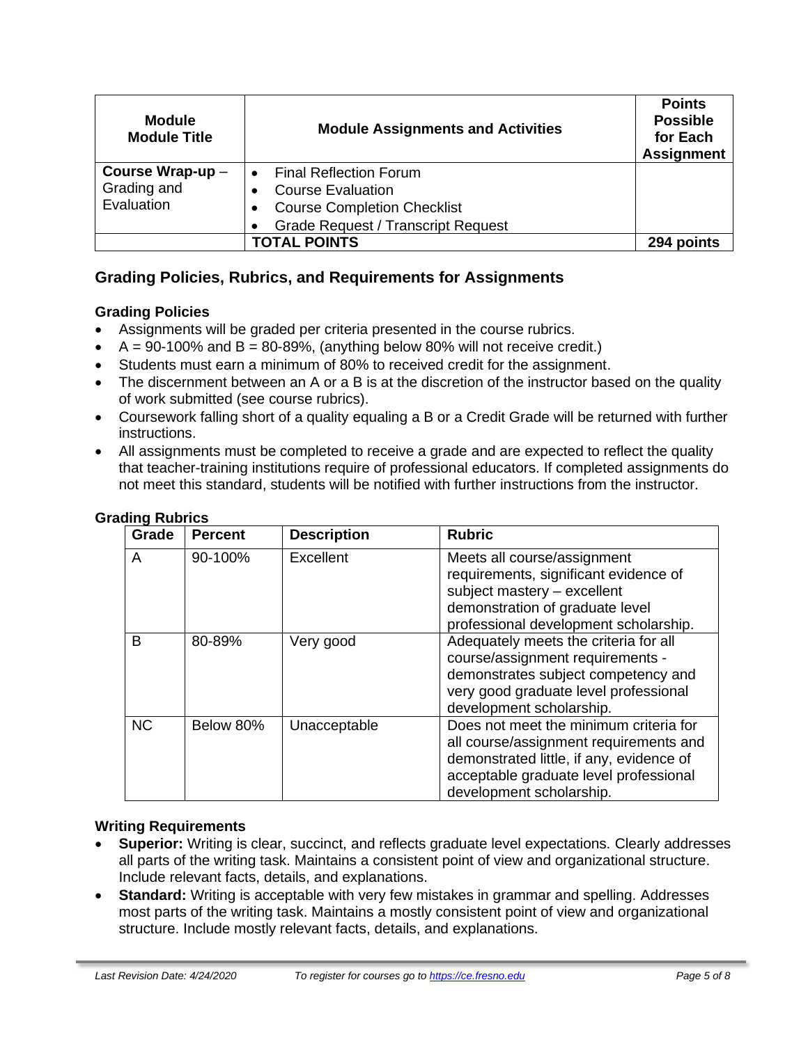| Module<br>Module Title | Module Assignments and Activities | Points Possible for Each Assignment |
|---|---|---|
| **Course Wrap-up** – Grading and Evaluation | • Final Reflection Forum<br>• Course Evaluation<br>• Course Completion Checklist<br>• Grade Request / Transcript Request | |
| | **TOTAL POINTS** | **294 points** |

## Grading Policies, Rubrics, and Requirements for Assignments

### Grading Policies

- Assignments will be graded per criteria presented in the course rubrics.
- A = 90-100% and B = 80-89%, (anything below 80% will not receive credit.)
- Students must earn a minimum of 80% to received credit for the assignment.
- The discernment between an A or a B is at the discretion of the instructor based on the quality of work submitted (see course rubrics).
- Coursework falling short of a quality equaling a B or a Credit Grade will be returned with further instructions.
- All assignments must be completed to receive a grade and are expected to reflect the quality that teacher-training institutions require of professional educators. If completed assignments do not meet this standard, students will be notified with further instructions from the instructor.

### Grading Rubrics

| Grade | Percent | Description | Rubric |
|---|---|---|---|
| A | 90-100% | Excellent | Meets all course/assignment requirements, significant evidence of subject mastery – excellent demonstration of graduate level professional development scholarship. |
| B | 80-89% | Very good | Adequately meets the criteria for all course/assignment requirements - demonstrates subject competency and very good graduate level professional development scholarship. |
| NC | Below 80% | Unacceptable | Does not meet the minimum criteria for all course/assignment requirements and demonstrated little, if any, evidence of acceptable graduate level professional development scholarship. |

### Writing Requirements

- **Superior:** Writing is clear, succinct, and reflects graduate level expectations. Clearly addresses all parts of the writing task. Maintains a consistent point of view and organizational structure. Include relevant facts, details, and explanations.
- **Standard:** Writing is acceptable with very few mistakes in grammar and spelling. Addresses most parts of the writing task. Maintains a mostly consistent point of view and organizational structure. Include mostly relevant facts, details, and explanations.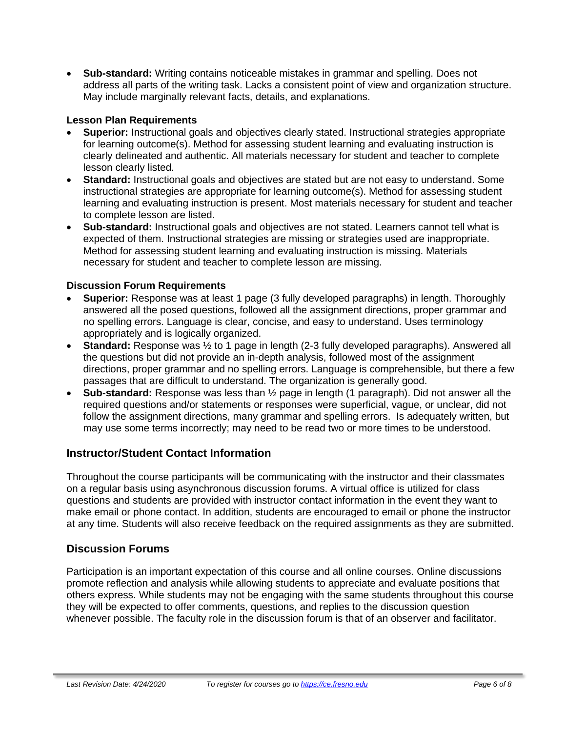- **Sub-standard:** Writing contains noticeable mistakes in grammar and spelling. Does not address all parts of the writing task. Lacks a consistent point of view and organization structure. May include marginally relevant facts, details, and explanations.

### Lesson Plan Requirements

- **Superior:** Instructional goals and objectives clearly stated. Instructional strategies appropriate for learning outcome(s). Method for assessing student learning and evaluating instruction is clearly delineated and authentic. All materials necessary for student and teacher to complete lesson clearly listed.
- **Standard:** Instructional goals and objectives are stated but are not easy to understand. Some instructional strategies are appropriate for learning outcome(s). Method for assessing student learning and evaluating instruction is present. Most materials necessary for student and teacher to complete lesson are listed.
- **Sub-standard:** Instructional goals and objectives are not stated. Learners cannot tell what is expected of them. Instructional strategies are missing or strategies used are inappropriate. Method for assessing student learning and evaluating instruction is missing. Materials necessary for student and teacher to complete lesson are missing.

### Discussion Forum Requirements

- **Superior:** Response was at least 1 page (3 fully developed paragraphs) in length. Thoroughly answered all the posed questions, followed all the assignment directions, proper grammar and no spelling errors. Language is clear, concise, and easy to understand. Uses terminology appropriately and is logically organized.
- **Standard:** Response was ½ to 1 page in length (2-3 fully developed paragraphs). Answered all the questions but did not provide an in-depth analysis, followed most of the assignment directions, proper grammar and no spelling errors. Language is comprehensible, but there a few passages that are difficult to understand. The organization is generally good.
- **Sub-standard:** Response was less than ½ page in length (1 paragraph). Did not answer all the required questions and/or statements or responses were superficial, vague, or unclear, did not follow the assignment directions, many grammar and spelling errors. Is adequately written, but may use some terms incorrectly; may need to be read two or more times to be understood.

## Instructor/Student Contact Information

Throughout the course participants will be communicating with the instructor and their classmates on a regular basis using asynchronous discussion forums. A virtual office is utilized for class questions and students are provided with instructor contact information in the event they want to make email or phone contact. In addition, students are encouraged to email or phone the instructor at any time. Students will also receive feedback on the required assignments as they are submitted.

## Discussion Forums

Participation is an important expectation of this course and all online courses. Online discussions promote reflection and analysis while allowing students to appreciate and evaluate positions that others express. While students may not be engaging with the same students throughout this course they will be expected to offer comments, questions, and replies to the discussion question whenever possible. The faculty role in the discussion forum is that of an observer and facilitator.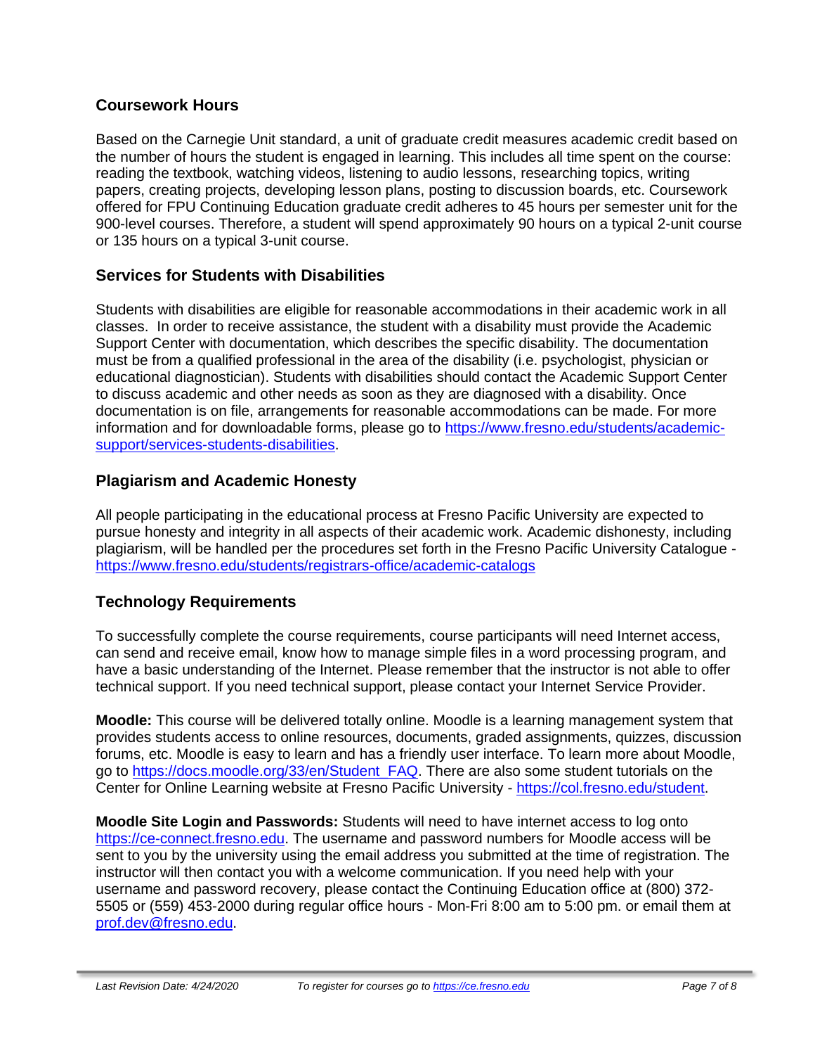## Coursework Hours

Based on the Carnegie Unit standard, a unit of graduate credit measures academic credit based on the number of hours the student is engaged in learning. This includes all time spent on the course: reading the textbook, watching videos, listening to audio lessons, researching topics, writing papers, creating projects, developing lesson plans, posting to discussion boards, etc. Coursework offered for FPU Continuing Education graduate credit adheres to 45 hours per semester unit for the 900-level courses. Therefore, a student will spend approximately 90 hours on a typical 2-unit course or 135 hours on a typical 3-unit course.

## Services for Students with Disabilities

Students with disabilities are eligible for reasonable accommodations in their academic work in all classes. In order to receive assistance, the student with a disability must provide the Academic Support Center with documentation, which describes the specific disability. The documentation must be from a qualified professional in the area of the disability (i.e. psychologist, physician or educational diagnostician). Students with disabilities should contact the Academic Support Center to discuss academic and other needs as soon as they are diagnosed with a disability. Once documentation is on file, arrangements for reasonable accommodations can be made. For more information and for downloadable forms, please go to https://www.fresno.edu/students/academic-support/services-students-disabilities.

## Plagiarism and Academic Honesty

All people participating in the educational process at Fresno Pacific University are expected to pursue honesty and integrity in all aspects of their academic work. Academic dishonesty, including plagiarism, will be handled per the procedures set forth in the Fresno Pacific University Catalogue - https://www.fresno.edu/students/registrars-office/academic-catalogs

## Technology Requirements

To successfully complete the course requirements, course participants will need Internet access, can send and receive email, know how to manage simple files in a word processing program, and have a basic understanding of the Internet. Please remember that the instructor is not able to offer technical support. If you need technical support, please contact your Internet Service Provider.

**Moodle:** This course will be delivered totally online. Moodle is a learning management system that provides students access to online resources, documents, graded assignments, quizzes, discussion forums, etc. Moodle is easy to learn and has a friendly user interface. To learn more about Moodle, go to https://docs.moodle.org/33/en/Student_FAQ. There are also some student tutorials on the Center for Online Learning website at Fresno Pacific University - https://col.fresno.edu/student.

**Moodle Site Login and Passwords:** Students will need to have internet access to log onto https://ce-connect.fresno.edu. The username and password numbers for Moodle access will be sent to you by the university using the email address you submitted at the time of registration. The instructor will then contact you with a welcome communication. If you need help with your username and password recovery, please contact the Continuing Education office at (800) 372-5505 or (559) 453-2000 during regular office hours - Mon-Fri 8:00 am to 5:00 pm. or email them at prof.dev@fresno.edu.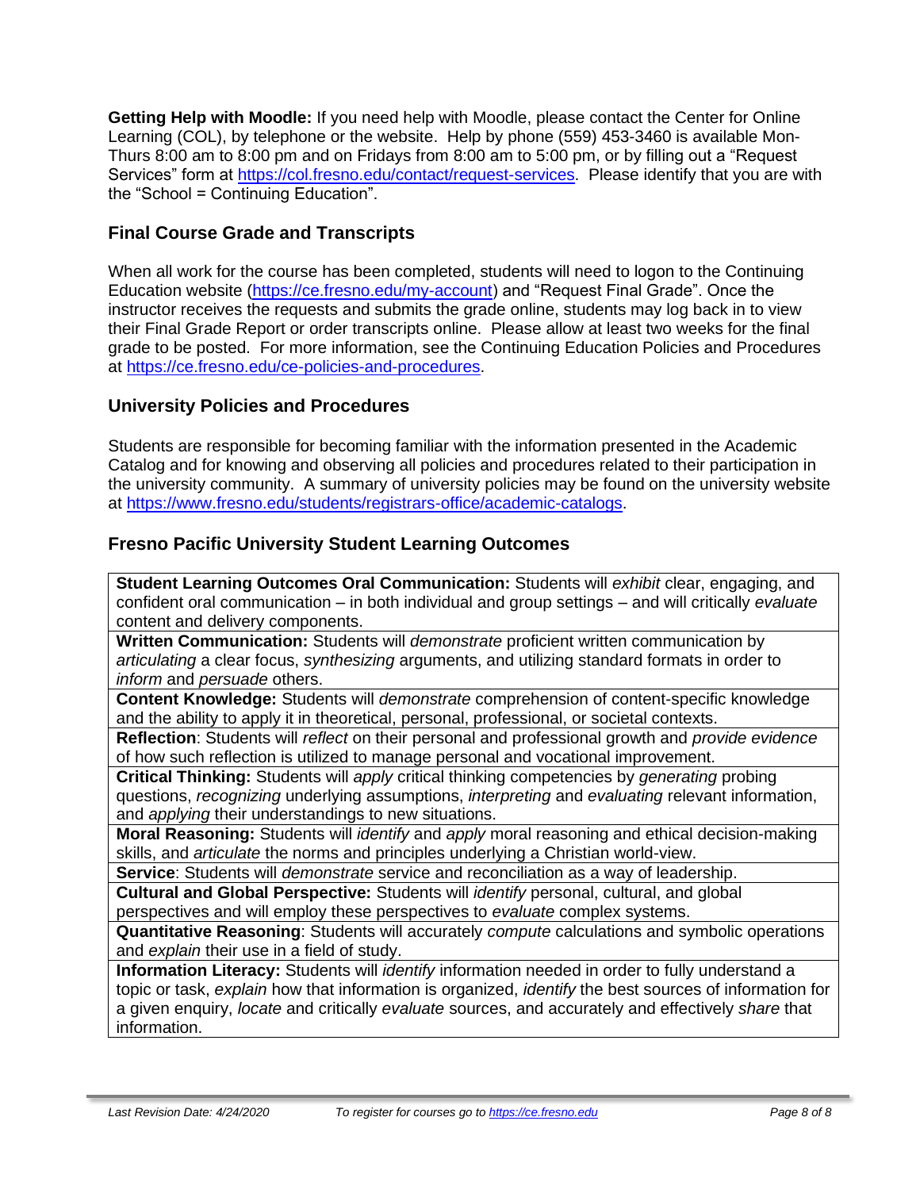**Getting Help with Moodle:** If you need help with Moodle, please contact the Center for Online Learning (COL), by telephone or the website. Help by phone (559) 453-3460 is available Mon-Thurs 8:00 am to 8:00 pm and on Fridays from 8:00 am to 5:00 pm, or by filling out a "Request Services" form at https://col.fresno.edu/contact/request-services. Please identify that you are with the "School = Continuing Education".

## Final Course Grade and Transcripts

When all work for the course has been completed, students will need to logon to the Continuing Education website (https://ce.fresno.edu/my-account) and "Request Final Grade". Once the instructor receives the requests and submits the grade online, students may log back in to view their Final Grade Report or order transcripts online. Please allow at least two weeks for the final grade to be posted. For more information, see the Continuing Education Policies and Procedures at https://ce.fresno.edu/ce-policies-and-procedures.

## University Policies and Procedures

Students are responsible for becoming familiar with the information presented in the Academic Catalog and for knowing and observing all policies and procedures related to their participation in the university community. A summary of university policies may be found on the university website at https://www.fresno.edu/students/registrars-office/academic-catalogs.

## Fresno Pacific University Student Learning Outcomes

| |
|---|
| **Student Learning Outcomes Oral Communication:** Students will *exhibit* clear, engaging, and confident oral communication – in both individual and group settings – and will critically *evaluate* content and delivery components. |
| **Written Communication:** Students will *demonstrate* proficient written communication by *articulating* a clear focus, *synthesizing* arguments, and utilizing standard formats in order to *inform* and *persuade* others. |
| **Content Knowledge:** Students will *demonstrate* comprehension of content-specific knowledge and the ability to apply it in theoretical, personal, professional, or societal contexts. |
| **Reflection**: Students will *reflect* on their personal and professional growth and *provide evidence* of how such reflection is utilized to manage personal and vocational improvement. |
| **Critical Thinking:** Students will *apply* critical thinking competencies by *generating* probing questions, *recognizing* underlying assumptions, *interpreting* and *evaluating* relevant information, and *applying* their understandings to new situations. |
| **Moral Reasoning:** Students will *identify* and *apply* moral reasoning and ethical decision-making skills, and *articulate* the norms and principles underlying a Christian world-view. |
| **Service**: Students will *demonstrate* service and reconciliation as a way of leadership. |
| **Cultural and Global Perspective:** Students will *identify* personal, cultural, and global perspectives and will employ these perspectives to *evaluate* complex systems. |
| **Quantitative Reasoning**: Students will accurately *compute* calculations and symbolic operations and *explain* their use in a field of study. |
| **Information Literacy:** Students will *identify* information needed in order to fully understand a topic or task, *explain* how that information is organized, *identify* the best sources of information for a given enquiry, *locate* and critically *evaluate* sources, and accurately and effectively *share* that information. |